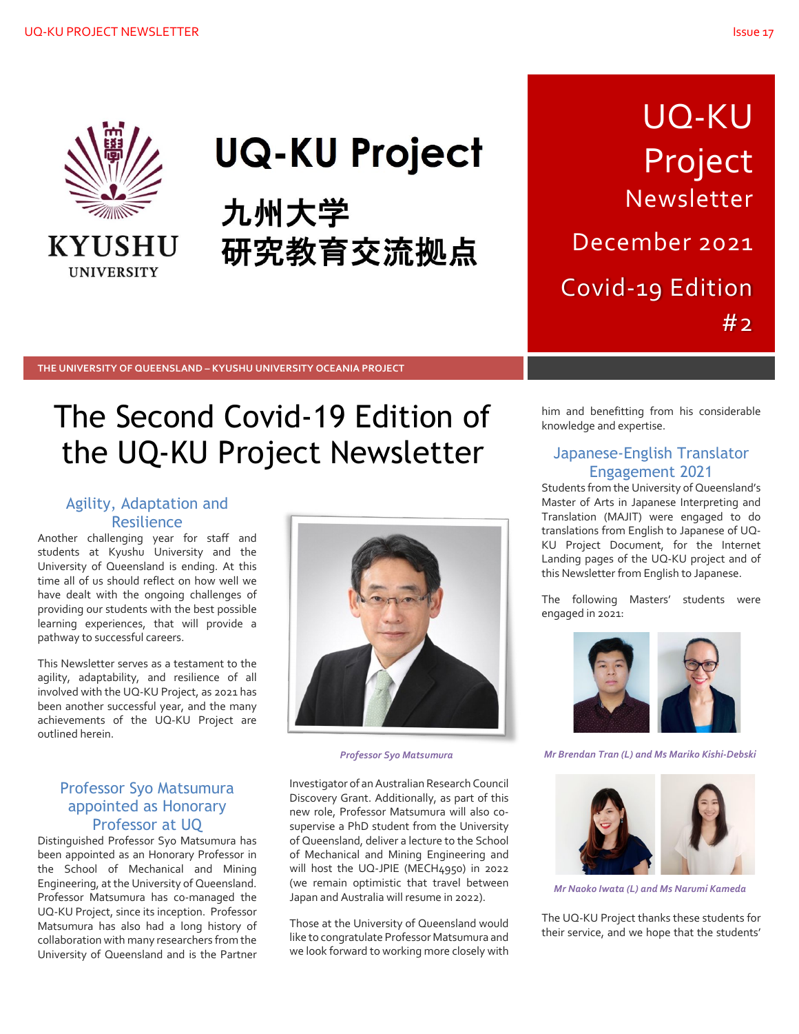# UQ-KU Project

**九州大学**
**研究教育交流拠点**

UQ-KU Project Newsletter

December 2021

Covid-19 Edition #2

THE UNIVERSITY OF QUEENSLAND – KYUSHU UNIVERSITY OCEANIA PROJECT

# The Second Covid-19 Edition of the UQ-KU Project Newsletter

## Agility, Adaptation and Resilience

Another challenging year for staff and students at Kyushu University and the University of Queensland is ending. At this time all of us should reflect on how well we have dealt with the ongoing challenges of providing our students with the best possible learning experiences, that will provide a pathway to successful careers.

This Newsletter serves as a testament to the agility, adaptability, and resilience of all involved with the UQ-KU Project, as 2021 has been another successful year, and the many achievements of the UQ-KU Project are outlined herein.

*Professor Syo Matsumura*

## Professor Syo Matsumura appointed as Honorary Professor at UQ

Distinguished Professor Syo Matsumura has been appointed as an Honorary Professor in the School of Mechanical and Mining Engineering, at the University of Queensland. Professor Matsumura has co-managed the UQ-KU Project, since its inception. Professor Matsumura has also had a long history of collaboration with many researchers from the University of Queensland and is the Partner Investigator of an Australian Research Council Discovery Grant. Additionally, as part of this new role, Professor Matsumura will also co-supervise a PhD student from the University of Queensland, deliver a lecture to the School of Mechanical and Mining Engineering and will host the UQ-JPIE (MECH4950) in 2022 (we remain optimistic that travel between Japan and Australia will resume in 2022).

Those at the University of Queensland would like to congratulate Professor Matsumura and we look forward to working more closely with him and benefitting from his considerable knowledge and expertise.

## Japanese-English Translator Engagement 2021

Students from the University of Queensland's Master of Arts in Japanese Interpreting and Translation (MAJIT) were engaged to do translations from English to Japanese of UQ-KU Project Document, for the Internet Landing pages of the UQ-KU project and of this Newsletter from English to Japanese.

The following Masters' students were engaged in 2021:

*Mr Brendan Tran (L) and Ms Mariko Kishi-Debski*

*Mr Naoko Iwata (L) and Ms Narumi Kameda*

The UQ-KU Project thanks these students for their service, and we hope that the students'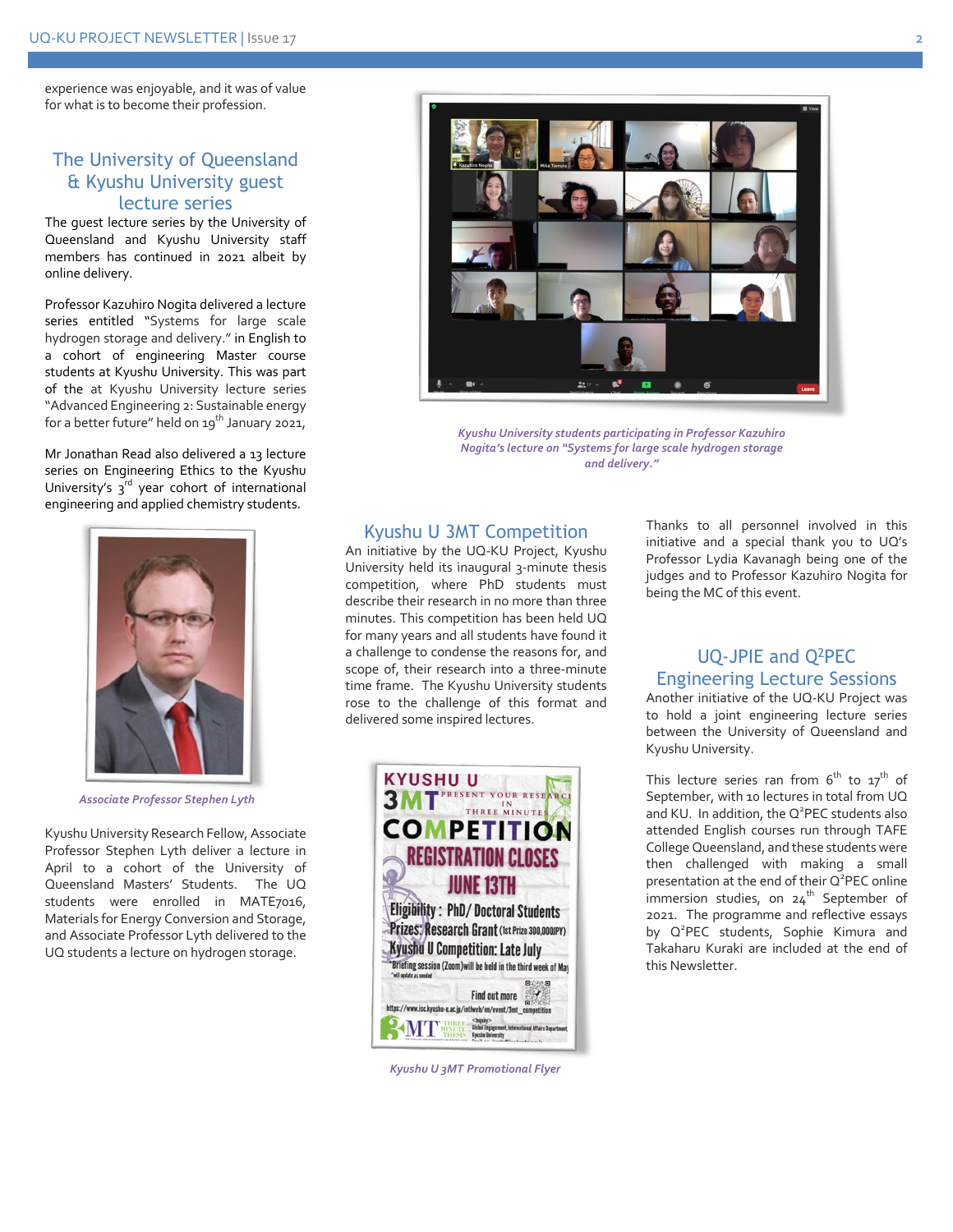experience was enjoyable, and it was of value for what is to become their profession.

## The University of Queensland & Kyushu University guest lecture series

The guest lecture series by the University of Queensland and Kyushu University staff members has continued in 2021 albeit by online delivery.

Professor Kazuhiro Nogita delivered a lecture series entitled "Systems for large scale hydrogen storage and delivery." in English to a cohort of engineering Master course students at Kyushu University. This was part of the at Kyushu University lecture series "Advanced Engineering 2: Sustainable energy for a better future" held on 19th January 2021,

Mr Jonathan Read also delivered a 13 lecture series on Engineering Ethics to the Kyushu University's 3rd year cohort of international engineering and applied chemistry students.

*Associate Professor Stephen Lyth*

Kyushu University Research Fellow, Associate Professor Stephen Lyth deliver a lecture in April to a cohort of the University of Queensland Masters' Students. The UQ students were enrolled in MATE7016, Materials for Energy Conversion and Storage, and Associate Professor Lyth delivered to the UQ students a lecture on hydrogen storage.

*Kyushu University students participating in Professor Kazuhiro Nogita's lecture on "Systems for large scale hydrogen storage and delivery."*

## Kyushu U 3MT Competition

An initiative by the UQ-KU Project, Kyushu University held its inaugural 3-minute thesis competition, where PhD students must describe their research in no more than three minutes. This competition has been held UQ for many years and all students have found it a challenge to condense the reasons for, and scope of, their research into a three-minute time frame. The Kyushu University students rose to the challenge of this format and delivered some inspired lectures.

*Kyushu U 3MT Promotional Flyer*

Thanks to all personnel involved in this initiative and a special thank you to UQ's Professor Lydia Kavanagh being one of the judges and to Professor Kazuhiro Nogita for being the MC of this event.

## UQ-JPIE and Q$^2$PEC Engineering Lecture Sessions

Another initiative of the UQ-KU Project was to hold a joint engineering lecture series between the University of Queensland and Kyushu University.

This lecture series ran from 6th to 17th of September, with 10 lectures in total from UQ and KU. In addition, the Q$^2$PEC students also attended English courses run through TAFE College Queensland, and these students were then challenged with making a small presentation at the end of their Q$^2$PEC online immersion studies, on 24th September of 2021. The programme and reflective essays by Q$^2$PEC students, Sophie Kimura and Takaharu Kuraki are included at the end of this Newsletter.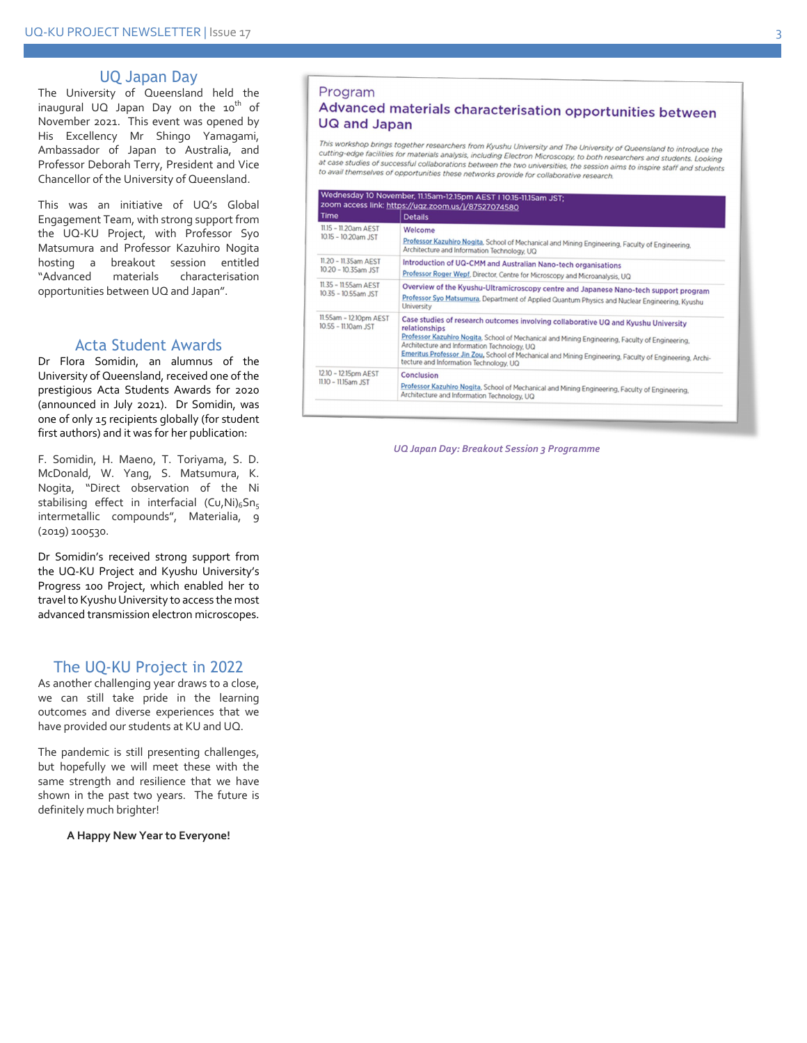## UQ Japan Day

The University of Queensland held the inaugural UQ Japan Day on the 10th of November 2021. This event was opened by His Excellency Mr Shingo Yamagami, Ambassador of Japan to Australia, and Professor Deborah Terry, President and Vice Chancellor of the University of Queensland.

This was an initiative of UQ's Global Engagement Team, with strong support from the UQ-KU Project, with Professor Syo Matsumura and Professor Kazuhiro Nogita hosting a breakout session entitled "Advanced materials characterisation opportunities between UQ and Japan".

## Acta Student Awards

Dr Flora Somidin, an alumnus of the University of Queensland, received one of the prestigious Acta Students Awards for 2020 (announced in July 2021). Dr Somidin, was one of only 15 recipients globally (for student first authors) and it was for her publication:

F. Somidin, H. Maeno, T. Toriyama, S. D. McDonald, W. Yang, S. Matsumura, K. Nogita, "Direct observation of the Ni stabilising effect in interfacial $(Cu,Ni)_6Sn_5$ intermetallic compounds", Materialia, 9 (2019) 100530.

Dr Somidin's received strong support from the UQ-KU Project and Kyushu University's Progress 100 Project, which enabled her to travel to Kyushu University to access the most advanced transmission electron microscopes.

## The UQ-KU Project in 2022

As another challenging year draws to a close, we can still take pride in the learning outcomes and diverse experiences that we have provided our students at KU and UQ.

The pandemic is still presenting challenges, but hopefully we will meet these with the same strength and resilience that we have shown in the past two years. The future is definitely much brighter!

**A Happy New Year to Everyone!**

### Program
### Advanced materials characterisation opportunities between UQ and Japan

*This workshop brings together researchers from Kyushu University and The University of Queensland to introduce the cutting-edge facilities for materials analysis, including Electron Microscopy, to both researchers and students. Looking at case studies of successful collaborations between the two universities, the session aims to inspire staff and students to avail themselves of opportunities these networks provide for collaborative research.*

Wednesday 10 November, 11.15am-12.15pm AEST I 10.15-11.15am JST;
zoom access link: https://uqz.zoom.us/j/87527074580

| Time | Details |
|---|---|
| 11.15 – 11.20am AEST<br>10.15 – 10.20am JST | **Welcome**<br>Professor Kazuhiro Nogita, School of Mechanical and Mining Engineering, Faculty of Engineering, Architecture and Information Technology, UQ |
| 11.20 – 11.35am AEST<br>10.20 – 10.35am JST | **Introduction of UQ-CMM and Australian Nano-tech organisations**<br>Professor Roger Wepf, Director, Centre for Microscopy and Microanalysis, UQ |
| 11.35 – 11.55am AEST<br>10.35 – 10.55am JST | **Overview of the Kyushu-Ultramicroscopy centre and Japanese Nano-tech support program**<br>Professor Syo Matsumura, Department of Applied Quantum Physics and Nuclear Engineering, Kyushu University |
| 11.55am – 12.10pm AEST<br>10.55 – 11.10am JST | **Case studies of research outcomes involving collaborative UQ and Kyushu University relationships**<br>Professor Kazuhiro Nogita, School of Mechanical and Mining Engineering, Faculty of Engineering, Architecture and Information Technology, UQ<br>Emeritus Professor Jin Zou, School of Mechanical and Mining Engineering, Faculty of Engineering, Architecture and Information Technology, UQ |
| 12.10 – 12.15pm AEST<br>11.10 – 11.15am JST | **Conclusion**<br>Professor Kazuhiro Nogita, School of Mechanical and Mining Engineering, Faculty of Engineering, Architecture and Information Technology, UQ |

*UQ Japan Day: Breakout Session 3 Programme*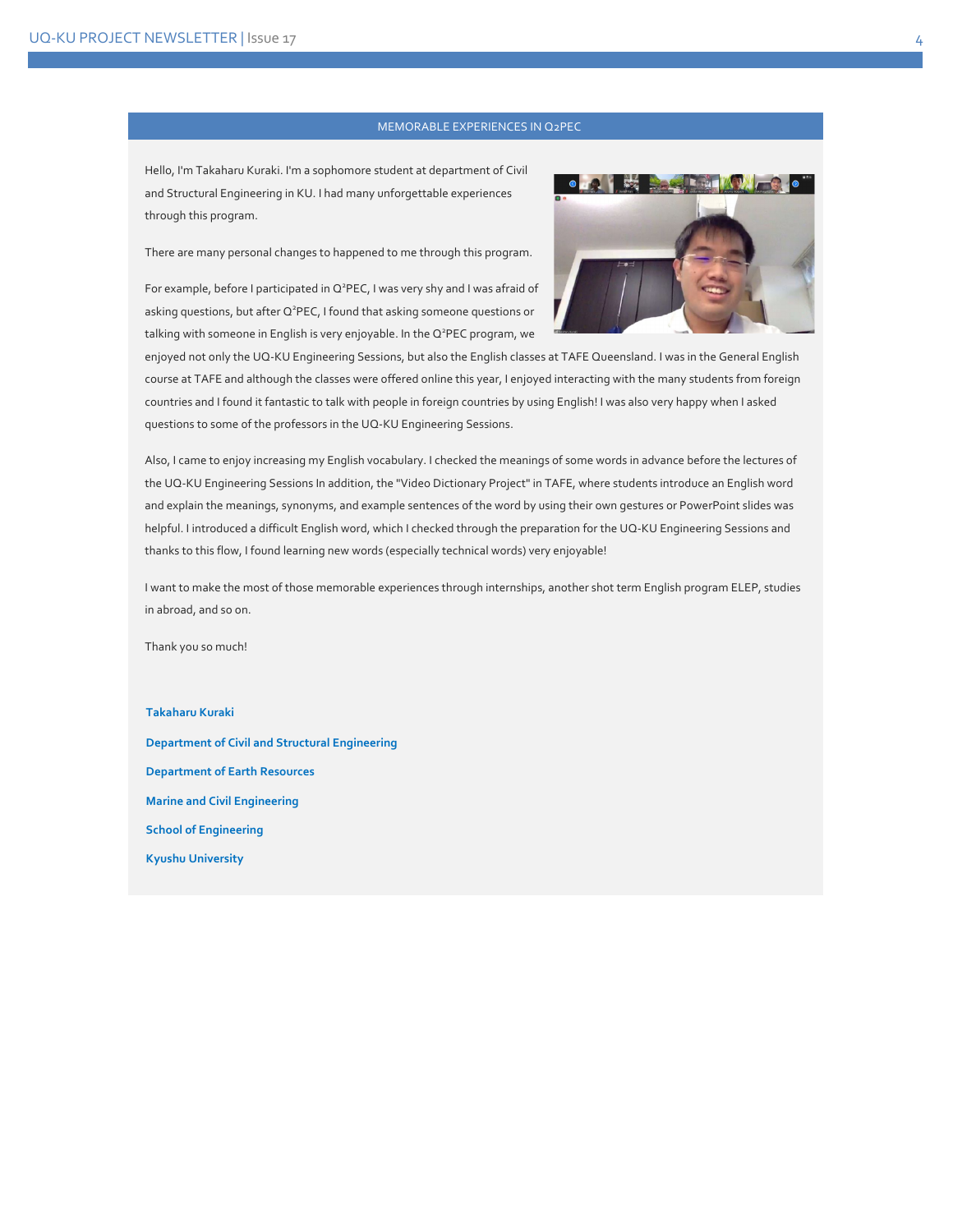## MEMORABLE EXPERIENCES IN Q2PEC

Hello, I'm Takaharu Kuraki. I'm a sophomore student at department of Civil and Structural Engineering in KU. I had many unforgettable experiences through this program.

There are many personal changes to happened to me through this program.

For example, before I participated in Q²PEC, I was very shy and I was afraid of asking questions, but after Q²PEC, I found that asking someone questions or talking with someone in English is very enjoyable. In the Q²PEC program, we enjoyed not only the UQ-KU Engineering Sessions, but also the English classes at TAFE Queensland. I was in the General English course at TAFE and although the classes were offered online this year, I enjoyed interacting with the many students from foreign countries and I found it fantastic to talk with people in foreign countries by using English! I was also very happy when I asked questions to some of the professors in the UQ-KU Engineering Sessions.

Also, I came to enjoy increasing my English vocabulary. I checked the meanings of some words in advance before the lectures of the UQ-KU Engineering Sessions In addition, the "Video Dictionary Project" in TAFE, where students introduce an English word and explain the meanings, synonyms, and example sentences of the word by using their own gestures or PowerPoint slides was helpful. I introduced a difficult English word, which I checked through the preparation for the UQ-KU Engineering Sessions and thanks to this flow, I found learning new words (especially technical words) very enjoyable!

I want to make the most of those memorable experiences through internships, another shot term English program ELEP, studies in abroad, and so on.

Thank you so much!

**Takaharu Kuraki**

**Department of Civil and Structural Engineering**

**Department of Earth Resources**

**Marine and Civil Engineering**

**School of Engineering**

**Kyushu University**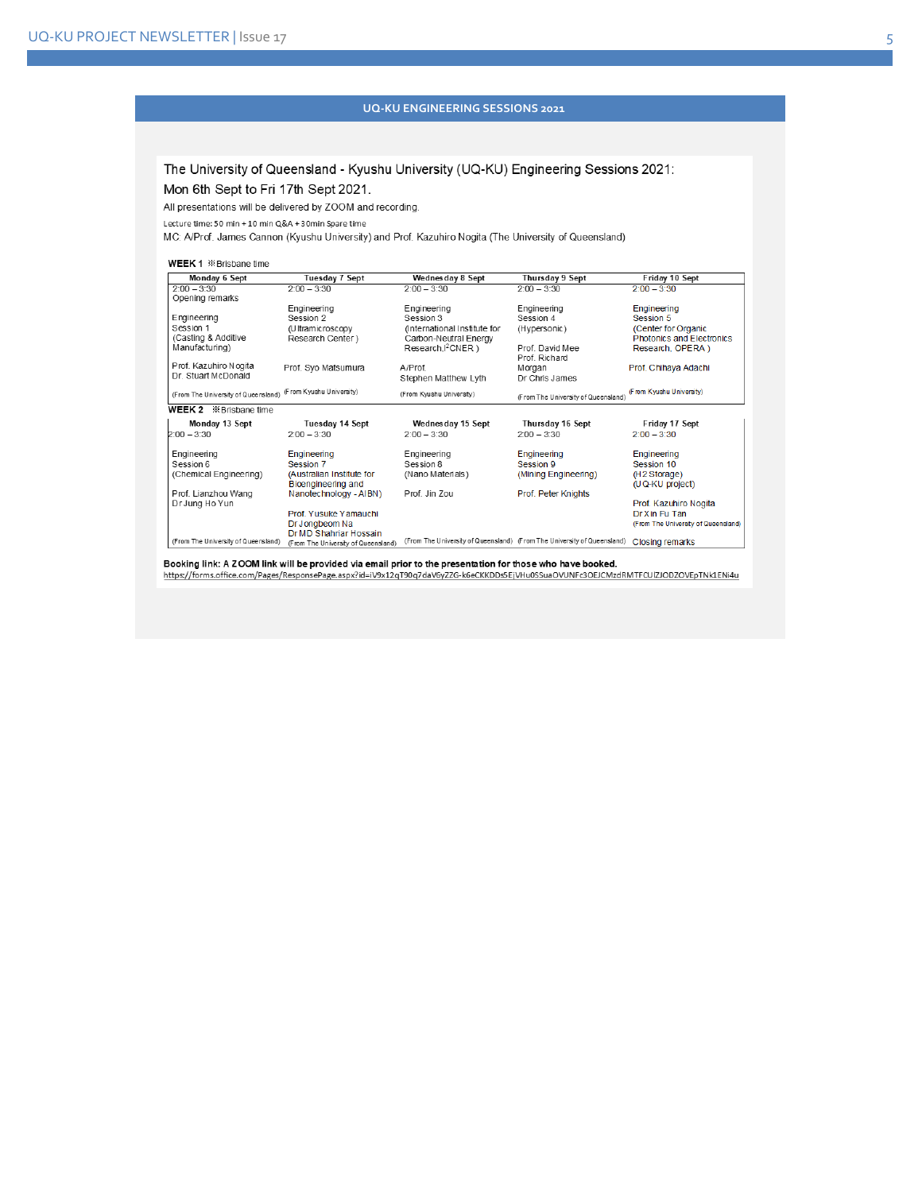## UQ-KU ENGINEERING SESSIONS 2021

The University of Queensland - Kyushu University (UQ-KU) Engineering Sessions 2021:

Mon 6th Sept to Fri 17th Sept 2021.

All presentations will be delivered by ZOOM and recording.

Lecture time: 50 min + 10 min Q&A + 30min Spare time

MC: A/Prof. James Cannon (Kyushu University) and Prof. Kazuhiro Nogita (The University of Queensland)

**WEEK 1** ※Brisbane time

| Monday 6 Sept | Tuesday 7 Sept | Wednesday 8 Sept | Thursday 9 Sept | Friday 10 Sept |
|---|---|---|---|---|
| 2:00 – 3:30<br>Opening remarks<br>Engineering Session 1<br>(Casting & Additive Manufacturing)<br>Prof. Kazuhiro Nogita<br>Dr. Stuart McDonald<br>(From The University of Queensland) | 2:00 – 3:30<br>Engineering Session 2<br>(Ultramicroscopy Research Center)<br>Prof. Syo Matsumura<br>(From Kyushu University) | 2:00 – 3:30<br>Engineering Session 3<br>(International Institute for Carbon-Neutral Energy Research, I²CNER)<br>A/Prof. Stephen Matthew Lyth<br>(From Kyushu University) | 2:00 – 3:30<br>Engineering Session 4<br>(Hypersonic)<br>Prof. David Mee<br>Prof. Richard Morgan<br>Dr Chris James<br>(From The University of Queensland) | 2:00 – 3:30<br>Engineering Session 5<br>(Center for Organic Photonics and Electronics Research, OPERA)<br>Prof. Chihaya Adachi<br>(From Kyushu University) |

**WEEK 2** ※Brisbane time

| Monday 13 Sept | Tuesday 14 Sept | Wednesday 15 Sept | Thursday 16 Sept | Friday 17 Sept |
|---|---|---|---|---|
| 2:00 – 3:30<br>Engineering Session 6<br>(Chemical Engineering)<br>Prof. Lianzhou Wang<br>Dr Jung Ho Yun<br>(From The University of Queensland) | 2:00 – 3:30<br>Engineering Session 7<br>(Australian Institute for Bioengineering and Nanotechnology - AIBN)<br>Prof. Yusuke Yamauchi<br>Dr Jongbeom Na<br>Dr MD Shahriar Hossain<br>(From The University of Queensland) | 2:00 – 3:30<br>Engineering Session 8<br>(Nano Materials)<br>Prof. Jin Zou<br>(From The University of Queensland) | 2:00 – 3:30<br>Engineering Session 9<br>(Mining Engineering)<br>Prof. Peter Knights<br>(From The University of Queensland) | 2:00 – 3:30<br>Engineering Session 10<br>(H2 Storage)<br>(UQ-KU project)<br>Prof. Kazuhiro Nogita<br>Dr Xin Fu Tan<br>(From The University of Queensland)<br>Closing remarks |

**Booking link: A ZOOM link will be provided via email prior to the presentation for those who have booked.**
https://forms.office.com/Pages/ResponsePage.aspx?id=iV9x12qT90q7daV6yZZG-k6eCKKDDs5EjVHu0SSuaOVUNFc3OEJCMzdRMTFCUlZJODZOVEpTNk1ENi4u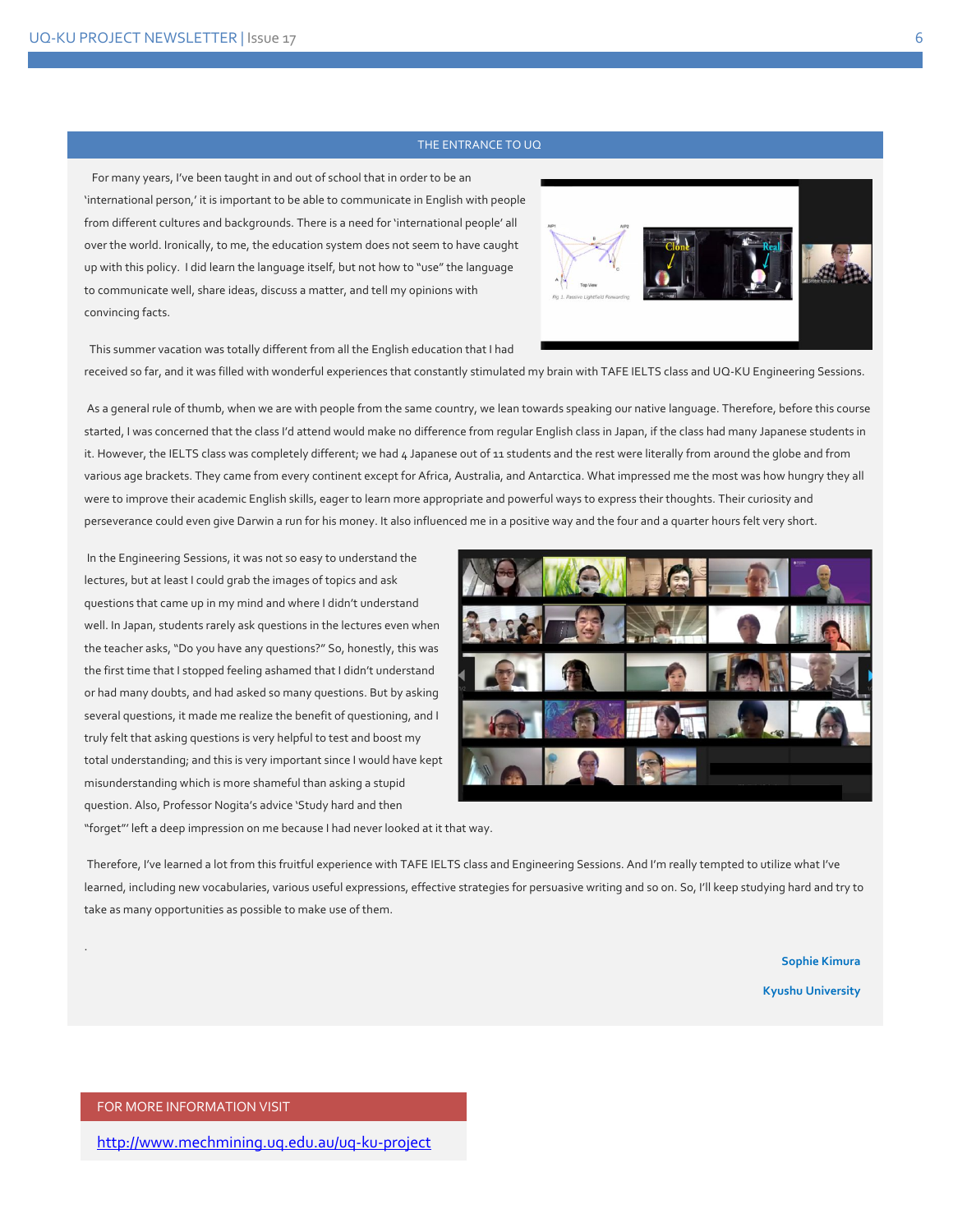## THE ENTRANCE TO UQ

For many years, I've been taught in and out of school that in order to be an 'international person,' it is important to be able to communicate in English with people from different cultures and backgrounds. There is a need for 'international people' all over the world. Ironically, to me, the education system does not seem to have caught up with this policy. I did learn the language itself, but not how to "use" the language to communicate well, share ideas, discuss a matter, and tell my opinions with convincing facts.

This summer vacation was totally different from all the English education that I had received so far, and it was filled with wonderful experiences that constantly stimulated my brain with TAFE IELTS class and UQ-KU Engineering Sessions.

As a general rule of thumb, when we are with people from the same country, we lean towards speaking our native language. Therefore, before this course started, I was concerned that the class I'd attend would make no difference from regular English class in Japan, if the class had many Japanese students in it. However, the IELTS class was completely different; we had 4 Japanese out of 11 students and the rest were literally from around the globe and from various age brackets. They came from every continent except for Africa, Australia, and Antarctica. What impressed me the most was how hungry they all were to improve their academic English skills, eager to learn more appropriate and powerful ways to express their thoughts. Their curiosity and perseverance could even give Darwin a run for his money. It also influenced me in a positive way and the four and a quarter hours felt very short.

In the Engineering Sessions, it was not so easy to understand the lectures, but at least I could grab the images of topics and ask questions that came up in my mind and where I didn't understand well. In Japan, students rarely ask questions in the lectures even when the teacher asks, "Do you have any questions?" So, honestly, this was the first time that I stopped feeling ashamed that I didn't understand or had many doubts, and had asked so many questions. But by asking several questions, it made me realize the benefit of questioning, and I truly felt that asking questions is very helpful to test and boost my total understanding; and this is very important since I would have kept misunderstanding which is more shameful than asking a stupid question. Also, Professor Nogita's advice 'Study hard and then "forget"' left a deep impression on me because I had never looked at it that way.

Therefore, I've learned a lot from this fruitful experience with TAFE IELTS class and Engineering Sessions. And I'm really tempted to utilize what I've learned, including new vocabularies, various useful expressions, effective strategies for persuasive writing and so on. So, I'll keep studying hard and try to take as many opportunities as possible to make use of them.

**Sophie Kimura**

**Kyushu University**

FOR MORE INFORMATION VISIT

http://www.mechmining.uq.edu.au/uq-ku-project